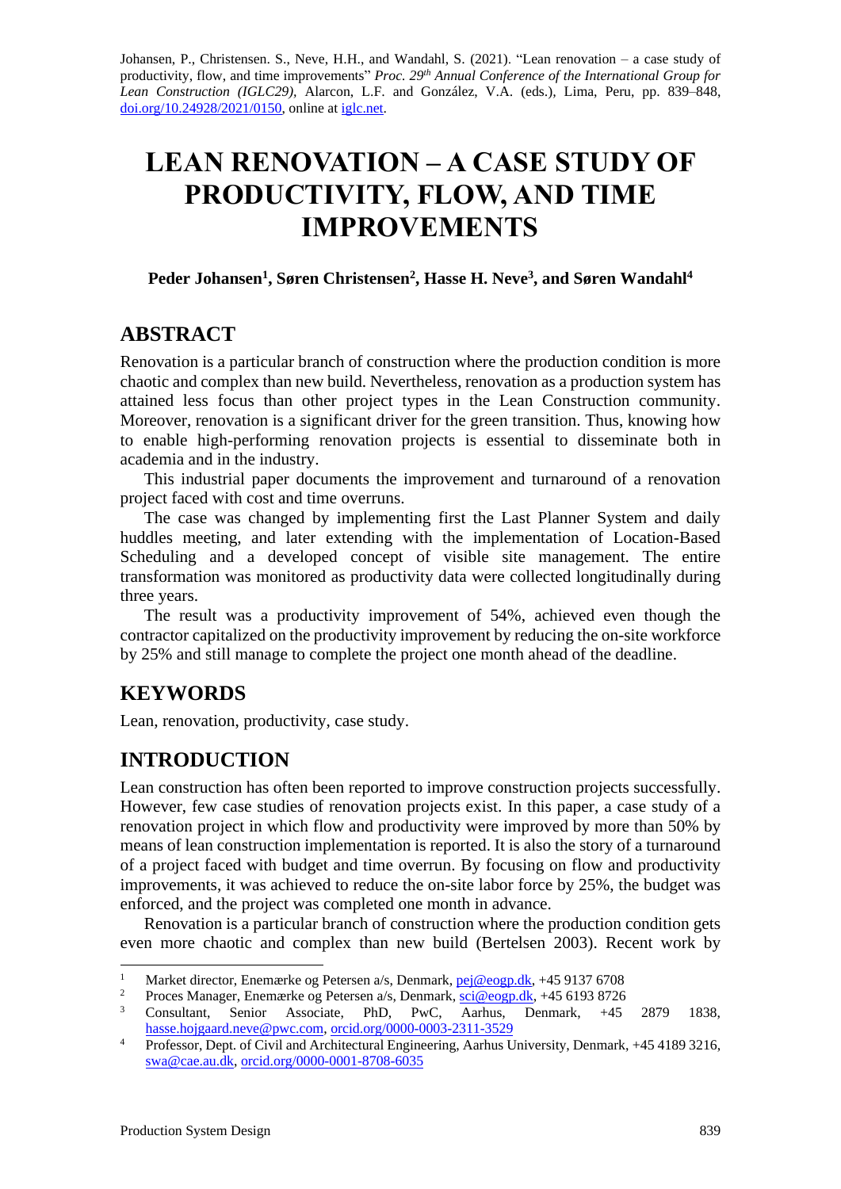Johansen, P., Christensen. S., Neve, H.H., and Wandahl, S. (2021). "Lean renovation – a case study of productivity, flow, and time improvements" *Proc. 29th Annual Conference of the International Group for Lean Construction (IGLC29),* Alarcon, L.F. and González, V.A. (eds.), Lima, Peru, pp. 839–848, doi.org/10.24928/2021/0150, online at iglc.net.

# LEAN RENOVATION – A CASE STUDY OF PRODUCTIVITY, FLOW, AND TIME IMPROVEMENTS

**Peder Johansen[1], Søren Christensen[2], Hasse H. Neve[3], and Søren Wandahl[4]**

## ABSTRACT

Renovation is a particular branch of construction where the production condition is more chaotic and complex than new build. Nevertheless, renovation as a production system has attained less focus than other project types in the Lean Construction community. Moreover, renovation is a significant driver for the green transition. Thus, knowing how to enable high-performing renovation projects is essential to disseminate both in academia and in the industry.

This industrial paper documents the improvement and turnaround of a renovation project faced with cost and time overruns.

The case was changed by implementing first the Last Planner System and daily huddles meeting, and later extending with the implementation of Location-Based Scheduling and a developed concept of visible site management. The entire transformation was monitored as productivity data were collected longitudinally during three years.

The result was a productivity improvement of 54%, achieved even though the contractor capitalized on the productivity improvement by reducing the on-site workforce by 25% and still manage to complete the project one month ahead of the deadline.

## KEYWORDS

Lean, renovation, productivity, case study.

## INTRODUCTION

Lean construction has often been reported to improve construction projects successfully. However, few case studies of renovation projects exist. In this paper, a case study of a renovation project in which flow and productivity were improved by more than 50% by means of lean construction implementation is reported. It is also the story of a turnaround of a project faced with budget and time overrun. By focusing on flow and productivity improvements, it was achieved to reduce the on-site labor force by 25%, the budget was enforced, and the project was completed one month in advance.

Renovation is a particular branch of construction where the production condition gets even more chaotic and complex than new build (Bertelsen 2003). Recent work by

---

[1] Market director, Enemærke og Petersen a/s, Denmark, pej@eogp.dk, +45 9137 6708

[2] Proces Manager, Enemærke og Petersen a/s, Denmark, sci@eogp.dk, +45 6193 8726

[3] Consultant, Senior Associate, PhD, PwC, Aarhus, Denmark, +45 2879 1838, hasse.hojgaard.neve@pwc.com, orcid.org/0000-0003-2311-3529

[4] Professor, Dept. of Civil and Architectural Engineering, Aarhus University, Denmark, +45 4189 3216, swa@cae.au.dk, orcid.org/0000-0001-8708-6035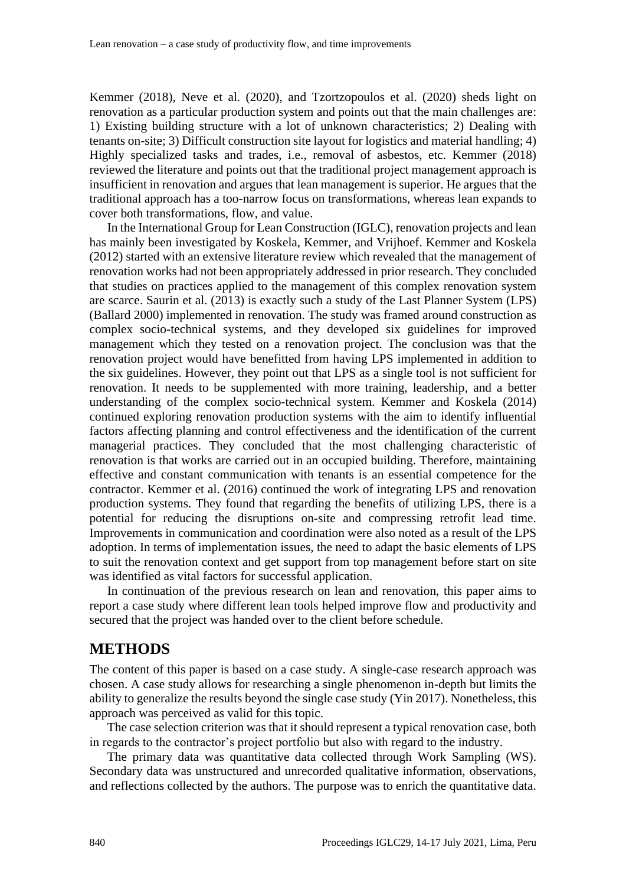Kemmer (2018), Neve et al. (2020), and Tzortzopoulos et al. (2020) sheds light on renovation as a particular production system and points out that the main challenges are: 1) Existing building structure with a lot of unknown characteristics; 2) Dealing with tenants on-site; 3) Difficult construction site layout for logistics and material handling; 4) Highly specialized tasks and trades, i.e., removal of asbestos, etc. Kemmer (2018) reviewed the literature and points out that the traditional project management approach is insufficient in renovation and argues that lean management is superior. He argues that the traditional approach has a too-narrow focus on transformations, whereas lean expands to cover both transformations, flow, and value.

In the International Group for Lean Construction (IGLC), renovation projects and lean has mainly been investigated by Koskela, Kemmer, and Vrijhoef. Kemmer and Koskela (2012) started with an extensive literature review which revealed that the management of renovation works had not been appropriately addressed in prior research. They concluded that studies on practices applied to the management of this complex renovation system are scarce. Saurin et al. (2013) is exactly such a study of the Last Planner System (LPS) (Ballard 2000) implemented in renovation. The study was framed around construction as complex socio-technical systems, and they developed six guidelines for improved management which they tested on a renovation project. The conclusion was that the renovation project would have benefitted from having LPS implemented in addition to the six guidelines. However, they point out that LPS as a single tool is not sufficient for renovation. It needs to be supplemented with more training, leadership, and a better understanding of the complex socio-technical system. Kemmer and Koskela (2014) continued exploring renovation production systems with the aim to identify influential factors affecting planning and control effectiveness and the identification of the current managerial practices. They concluded that the most challenging characteristic of renovation is that works are carried out in an occupied building. Therefore, maintaining effective and constant communication with tenants is an essential competence for the contractor. Kemmer et al. (2016) continued the work of integrating LPS and renovation production systems. They found that regarding the benefits of utilizing LPS, there is a potential for reducing the disruptions on-site and compressing retrofit lead time. Improvements in communication and coordination were also noted as a result of the LPS adoption. In terms of implementation issues, the need to adapt the basic elements of LPS to suit the renovation context and get support from top management before start on site was identified as vital factors for successful application.

In continuation of the previous research on lean and renovation, this paper aims to report a case study where different lean tools helped improve flow and productivity and secured that the project was handed over to the client before schedule.

# METHODS

The content of this paper is based on a case study. A single-case research approach was chosen. A case study allows for researching a single phenomenon in-depth but limits the ability to generalize the results beyond the single case study (Yin 2017). Nonetheless, this approach was perceived as valid for this topic.

The case selection criterion was that it should represent a typical renovation case, both in regards to the contractor's project portfolio but also with regard to the industry.

The primary data was quantitative data collected through Work Sampling (WS). Secondary data was unstructured and unrecorded qualitative information, observations, and reflections collected by the authors. The purpose was to enrich the quantitative data.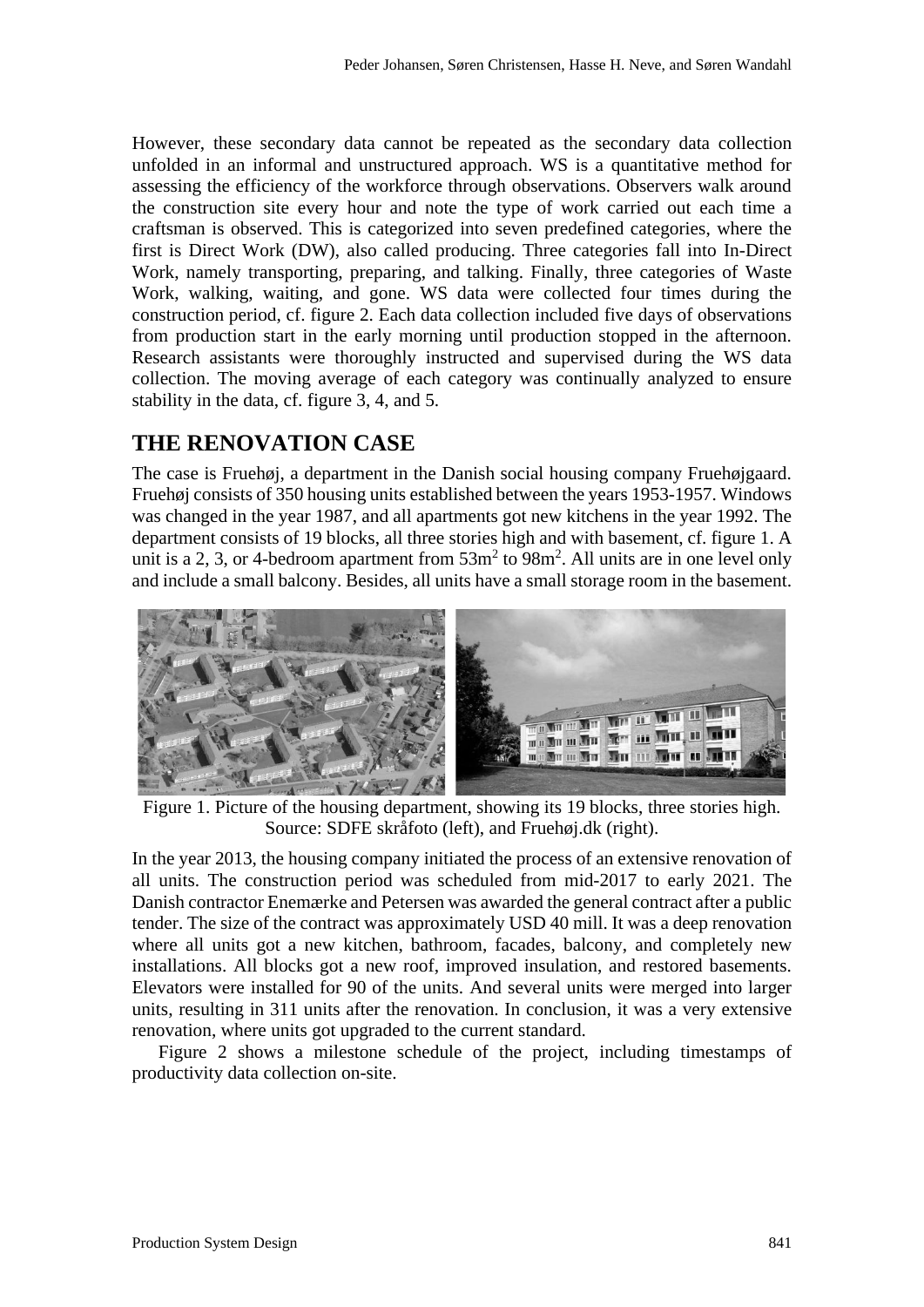However, these secondary data cannot be repeated as the secondary data collection unfolded in an informal and unstructured approach. WS is a quantitative method for assessing the efficiency of the workforce through observations. Observers walk around the construction site every hour and note the type of work carried out each time a craftsman is observed. This is categorized into seven predefined categories, where the first is Direct Work (DW), also called producing. Three categories fall into In-Direct Work, namely transporting, preparing, and talking. Finally, three categories of Waste Work, walking, waiting, and gone. WS data were collected four times during the construction period, cf. figure 2. Each data collection included five days of observations from production start in the early morning until production stopped in the afternoon. Research assistants were thoroughly instructed and supervised during the WS data collection. The moving average of each category was continually analyzed to ensure stability in the data, cf. figure 3, 4, and 5.

## THE RENOVATION CASE

The case is Fruehøj, a department in the Danish social housing company Fruehøjgaard. Fruehøj consists of 350 housing units established between the years 1953-1957. Windows was changed in the year 1987, and all apartments got new kitchens in the year 1992. The department consists of 19 blocks, all three stories high and with basement, cf. figure 1. A unit is a 2, 3, or 4-bedroom apartment from $53m^2$ to $98m^2$. All units are in one level only and include a small balcony. Besides, all units have a small storage room in the basement.

Figure 1. Picture of the housing department, showing its 19 blocks, three stories high. Source: SDFE skråfoto (left), and Fruehøj.dk (right).

In the year 2013, the housing company initiated the process of an extensive renovation of all units. The construction period was scheduled from mid-2017 to early 2021. The Danish contractor Enemærke and Petersen was awarded the general contract after a public tender. The size of the contract was approximately USD 40 mill. It was a deep renovation where all units got a new kitchen, bathroom, facades, balcony, and completely new installations. All blocks got a new roof, improved insulation, and restored basements. Elevators were installed for 90 of the units. And several units were merged into larger units, resulting in 311 units after the renovation. In conclusion, it was a very extensive renovation, where units got upgraded to the current standard.

Figure 2 shows a milestone schedule of the project, including timestamps of productivity data collection on-site.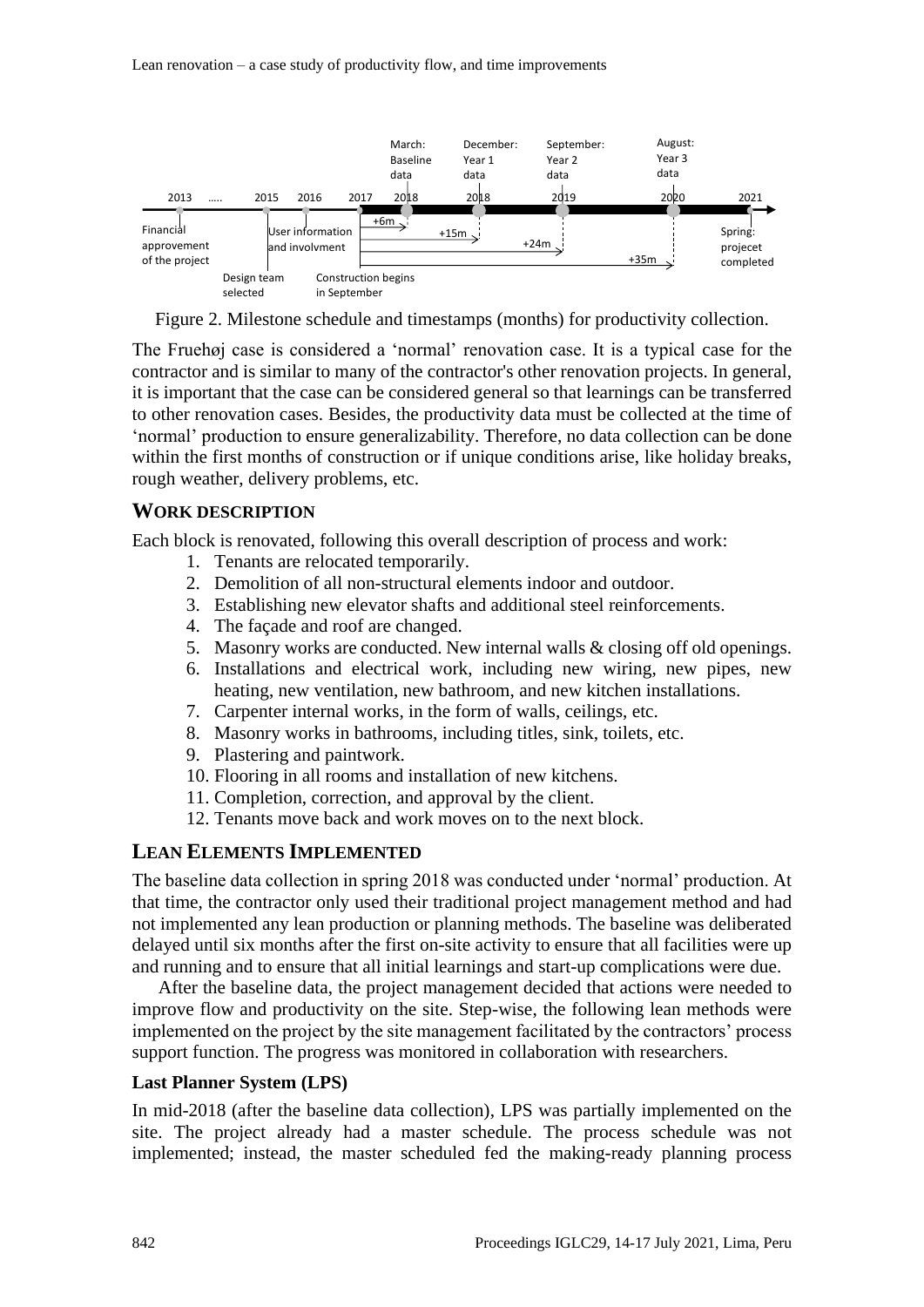Figure 2. Milestone schedule and timestamps (months) for productivity collection.

The Fruehøj case is considered a 'normal' renovation case. It is a typical case for the contractor and is similar to many of the contractor's other renovation projects. In general, it is important that the case can be considered general so that learnings can be transferred to other renovation cases. Besides, the productivity data must be collected at the time of 'normal' production to ensure generalizability. Therefore, no data collection can be done within the first months of construction or if unique conditions arise, like holiday breaks, rough weather, delivery problems, etc.

## WORK DESCRIPTION

Each block is renovated, following this overall description of process and work:

1. Tenants are relocated temporarily.
2. Demolition of all non-structural elements indoor and outdoor.
3. Establishing new elevator shafts and additional steel reinforcements.
4. The façade and roof are changed.
5. Masonry works are conducted. New internal walls & closing off old openings.
6. Installations and electrical work, including new wiring, new pipes, new heating, new ventilation, new bathroom, and new kitchen installations.
7. Carpenter internal works, in the form of walls, ceilings, etc.
8. Masonry works in bathrooms, including titles, sink, toilets, etc.
9. Plastering and paintwork.
10. Flooring in all rooms and installation of new kitchens.
11. Completion, correction, and approval by the client.
12. Tenants move back and work moves on to the next block.

## LEAN ELEMENTS IMPLEMENTED

The baseline data collection in spring 2018 was conducted under 'normal' production. At that time, the contractor only used their traditional project management method and had not implemented any lean production or planning methods. The baseline was deliberated delayed until six months after the first on-site activity to ensure that all facilities were up and running and to ensure that all initial learnings and start-up complications were due.

After the baseline data, the project management decided that actions were needed to improve flow and productivity on the site. Step-wise, the following lean methods were implemented on the project by the site management facilitated by the contractors' process support function. The progress was monitored in collaboration with researchers.

### Last Planner System (LPS)

In mid-2018 (after the baseline data collection), LPS was partially implemented on the site. The project already had a master schedule. The process schedule was not implemented; instead, the master scheduled fed the making-ready planning process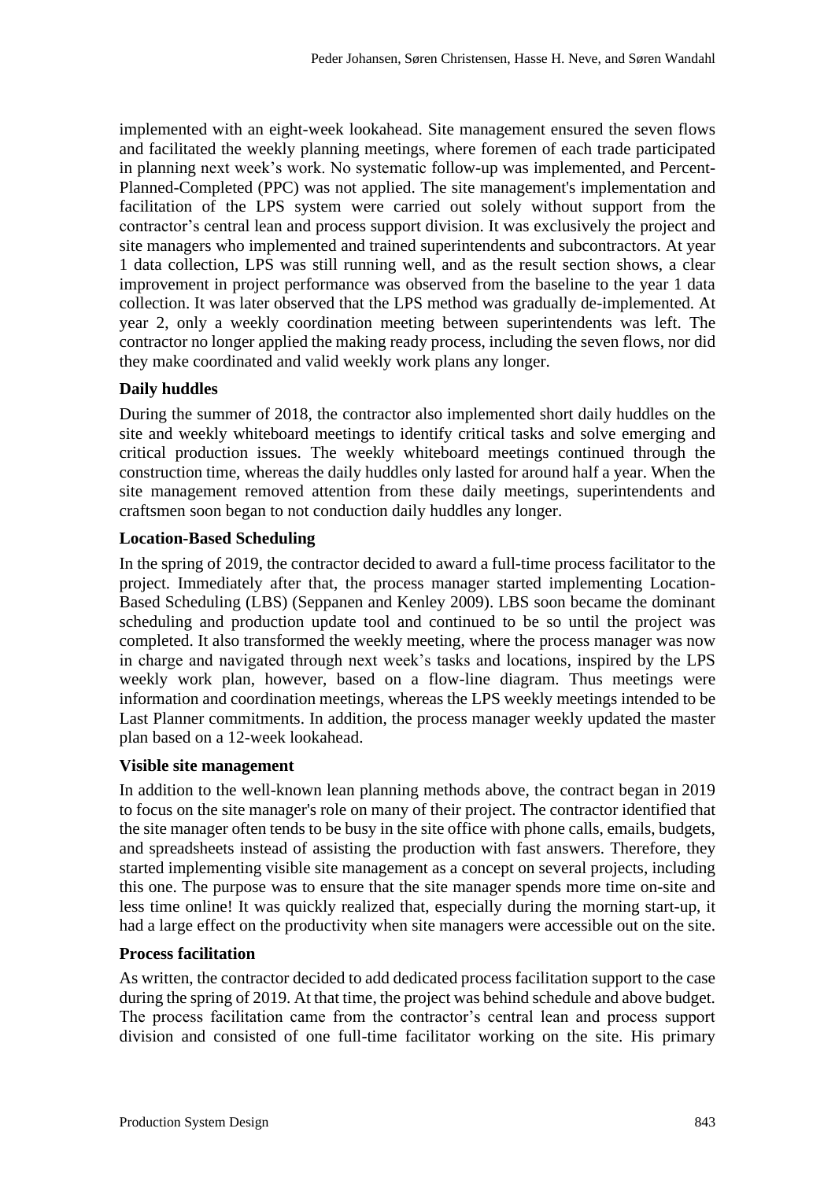implemented with an eight-week lookahead. Site management ensured the seven flows and facilitated the weekly planning meetings, where foremen of each trade participated in planning next week's work. No systematic follow-up was implemented, and Percent-Planned-Completed (PPC) was not applied. The site management's implementation and facilitation of the LPS system were carried out solely without support from the contractor's central lean and process support division. It was exclusively the project and site managers who implemented and trained superintendents and subcontractors. At year 1 data collection, LPS was still running well, and as the result section shows, a clear improvement in project performance was observed from the baseline to the year 1 data collection. It was later observed that the LPS method was gradually de-implemented. At year 2, only a weekly coordination meeting between superintendents was left. The contractor no longer applied the making ready process, including the seven flows, nor did they make coordinated and valid weekly work plans any longer.

### Daily huddles

During the summer of 2018, the contractor also implemented short daily huddles on the site and weekly whiteboard meetings to identify critical tasks and solve emerging and critical production issues. The weekly whiteboard meetings continued through the construction time, whereas the daily huddles only lasted for around half a year. When the site management removed attention from these daily meetings, superintendents and craftsmen soon began to not conduction daily huddles any longer.

### Location-Based Scheduling

In the spring of 2019, the contractor decided to award a full-time process facilitator to the project. Immediately after that, the process manager started implementing Location-Based Scheduling (LBS) (Seppanen and Kenley 2009). LBS soon became the dominant scheduling and production update tool and continued to be so until the project was completed. It also transformed the weekly meeting, where the process manager was now in charge and navigated through next week's tasks and locations, inspired by the LPS weekly work plan, however, based on a flow-line diagram. Thus meetings were information and coordination meetings, whereas the LPS weekly meetings intended to be Last Planner commitments. In addition, the process manager weekly updated the master plan based on a 12-week lookahead.

### Visible site management

In addition to the well-known lean planning methods above, the contract began in 2019 to focus on the site manager's role on many of their project. The contractor identified that the site manager often tends to be busy in the site office with phone calls, emails, budgets, and spreadsheets instead of assisting the production with fast answers. Therefore, they started implementing visible site management as a concept on several projects, including this one. The purpose was to ensure that the site manager spends more time on-site and less time online! It was quickly realized that, especially during the morning start-up, it had a large effect on the productivity when site managers were accessible out on the site.

### Process facilitation

As written, the contractor decided to add dedicated process facilitation support to the case during the spring of 2019. At that time, the project was behind schedule and above budget. The process facilitation came from the contractor's central lean and process support division and consisted of one full-time facilitator working on the site. His primary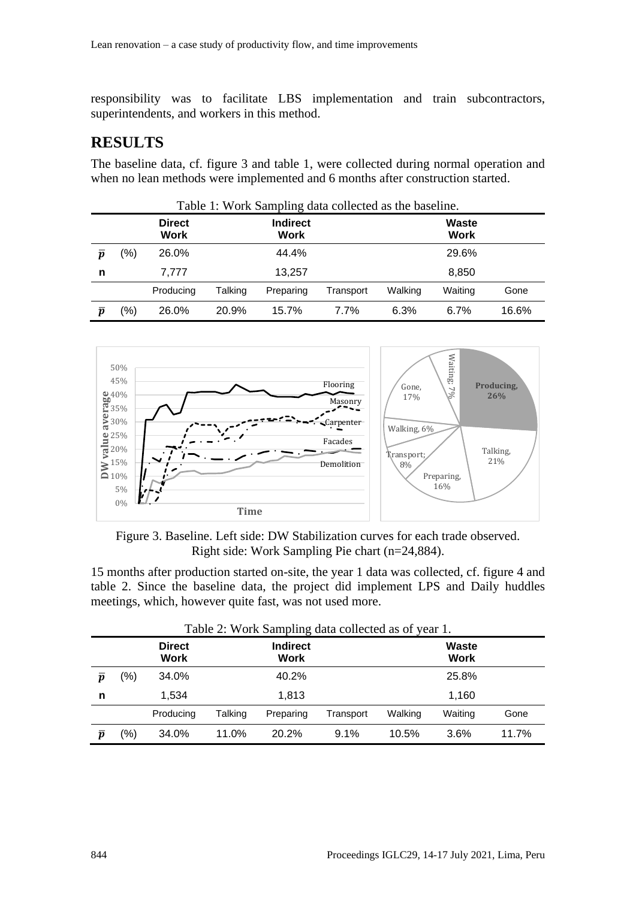responsibility was to facilitate LBS implementation and train subcontractors, superintendents, and workers in this method.

## RESULTS

The baseline data, cf. figure 3 and table 1, were collected during normal operation and when no lean methods were implemented and 6 months after construction started.

Table 1: Work Sampling data collected as the baseline.

| | | Direct Work | | Indirect Work | | | Waste Work | |
|---|---|---|---|---|---|---|---|---|
| $\bar{p}$ | (%) | 26.0% | | 44.4% | | | 29.6% | |
| n | | 7,777 | | 13,257 | | | 8,850 | |
| | | Producing | Talking | Preparing | Transport | Walking | Waiting | Gone |
| $\bar{p}$ | (%) | 26.0% | 20.9% | 15.7% | 7.7% | 6.3% | 6.7% | 16.6% |

Figure 3. Baseline. Left side: DW Stabilization curves for each trade observed. Right side: Work Sampling Pie chart (n=24,884).

15 months after production started on-site, the year 1 data was collected, cf. figure 4 and table 2. Since the baseline data, the project did implement LPS and Daily huddles meetings, which, however quite fast, was not used more.

Table 2: Work Sampling data collected as of year 1.

| | | Direct Work | | Indirect Work | | | Waste Work | |
|---|---|---|---|---|---|---|---|---|
| $\bar{p}$ | (%) | 34.0% | | 40.2% | | | 25.8% | |
| n | | 1,534 | | 1,813 | | | 1,160 | |
| | | Producing | Talking | Preparing | Transport | Walking | Waiting | Gone |
| $\bar{p}$ | (%) | 34.0% | 11.0% | 20.2% | 9.1% | 10.5% | 3.6% | 11.7% |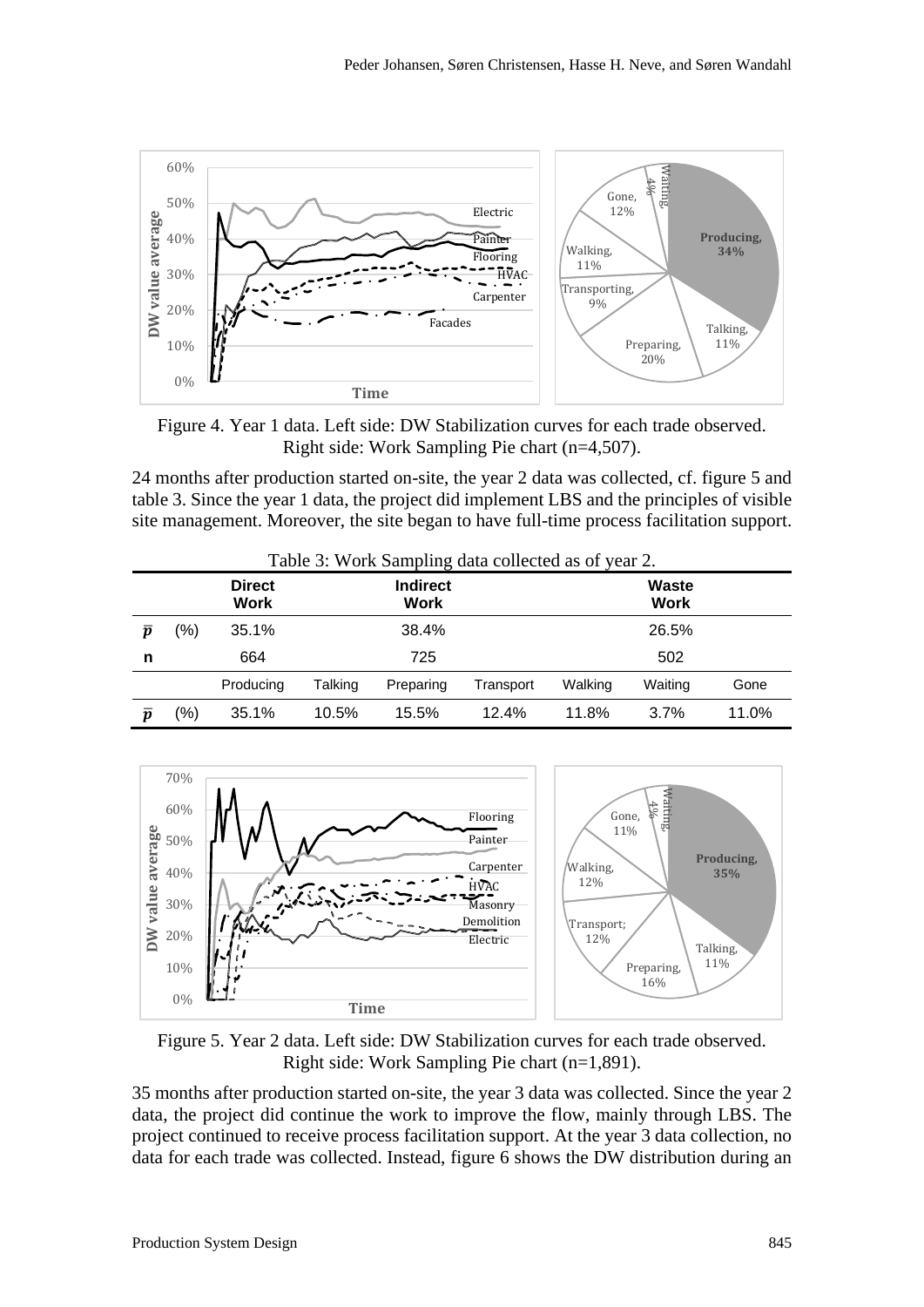Figure 4. Year 1 data. Left side: DW Stabilization curves for each trade observed. Right side: Work Sampling Pie chart (n=4,507).

24 months after production started on-site, the year 2 data was collected, cf. figure 5 and table 3. Since the year 1 data, the project did implement LBS and the principles of visible site management. Moreover, the site began to have full-time process facilitation support.

Table 3: Work Sampling data collected as of year 2.

| | | Direct Work | | Indirect Work | | | Waste Work | |
|---|---|---|---|---|---|---|---|---|
| $\bar{p}$ | (%) | 35.1% | | 38.4% | | | 26.5% | |
| **n** | | 664 | | 725 | | | 502 | |
| | | Producing | Talking | Preparing | Transport | Walking | Waiting | Gone |
| $\bar{p}$ | (%) | 35.1% | 10.5% | 15.5% | 12.4% | 11.8% | 3.7% | 11.0% |

Figure 5. Year 2 data. Left side: DW Stabilization curves for each trade observed. Right side: Work Sampling Pie chart (n=1,891).

35 months after production started on-site, the year 3 data was collected. Since the year 2 data, the project did continue the work to improve the flow, mainly through LBS. The project continued to receive process facilitation support. At the year 3 data collection, no data for each trade was collected. Instead, figure 6 shows the DW distribution during an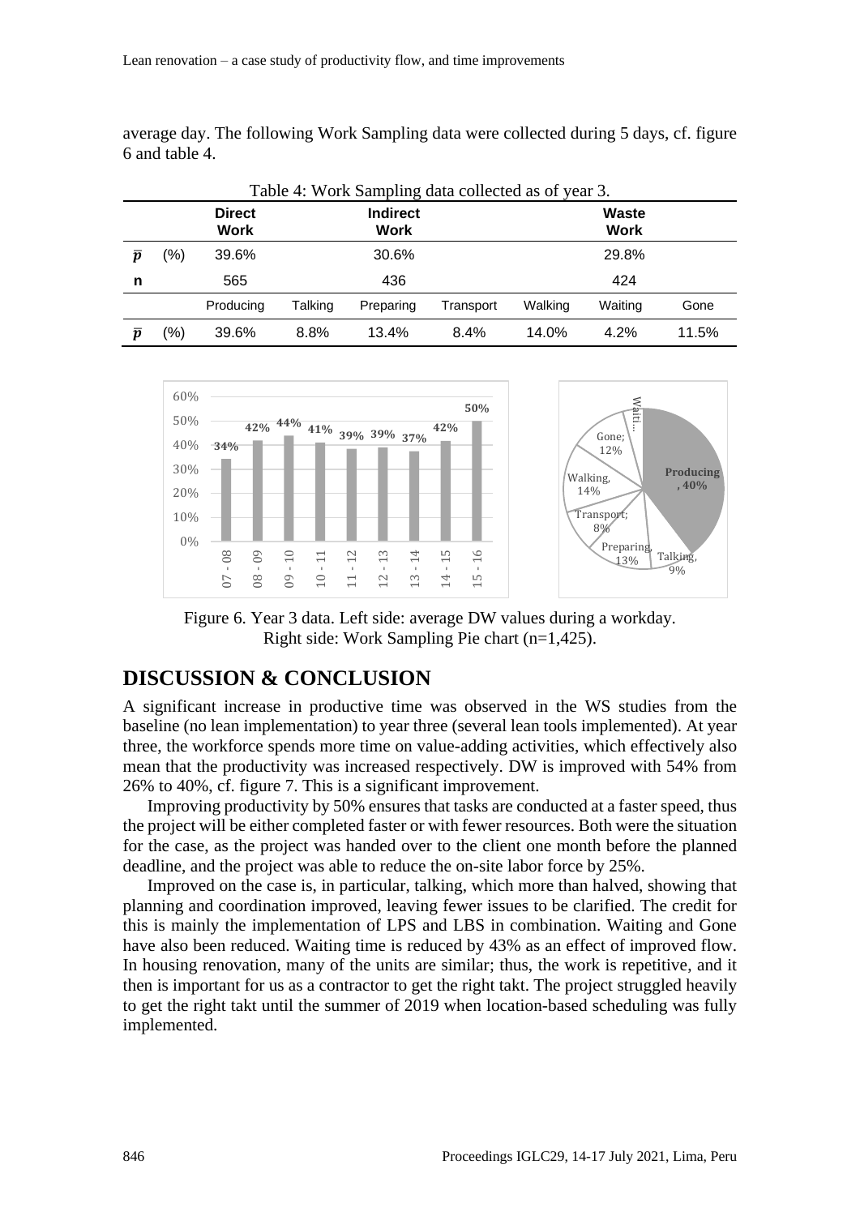average day. The following Work Sampling data were collected during 5 days, cf. figure 6 and table 4.

Table 4: Work Sampling data collected as of year 3.

| | | **Direct Work** | | **Indirect Work** | | | **Waste Work** | |
|---|---|---|---|---|---|---|---|---|
| $\bar{p}$ | (%) | 39.6% | | 30.6% | | | 29.8% | |
| **n** | | 565 | | 436 | | | 424 | |
| | | Producing | Talking | Preparing | Transport | Walking | Waiting | Gone |
| $\bar{p}$ | (%) | 39.6% | 8.8% | 13.4% | 8.4% | 14.0% | 4.2% | 11.5% |

Figure 6. Year 3 data. Left side: average DW values during a workday. Right side: Work Sampling Pie chart (n=1,425).

## DISCUSSION & CONCLUSION

A significant increase in productive time was observed in the WS studies from the baseline (no lean implementation) to year three (several lean tools implemented). At year three, the workforce spends more time on value-adding activities, which effectively also mean that the productivity was increased respectively. DW is improved with 54% from 26% to 40%, cf. figure 7. This is a significant improvement.

Improving productivity by 50% ensures that tasks are conducted at a faster speed, thus the project will be either completed faster or with fewer resources. Both were the situation for the case, as the project was handed over to the client one month before the planned deadline, and the project was able to reduce the on-site labor force by 25%.

Improved on the case is, in particular, talking, which more than halved, showing that planning and coordination improved, leaving fewer issues to be clarified. The credit for this is mainly the implementation of LPS and LBS in combination. Waiting and Gone have also been reduced. Waiting time is reduced by 43% as an effect of improved flow. In housing renovation, many of the units are similar; thus, the work is repetitive, and it then is important for us as a contractor to get the right takt. The project struggled heavily to get the right takt until the summer of 2019 when location-based scheduling was fully implemented.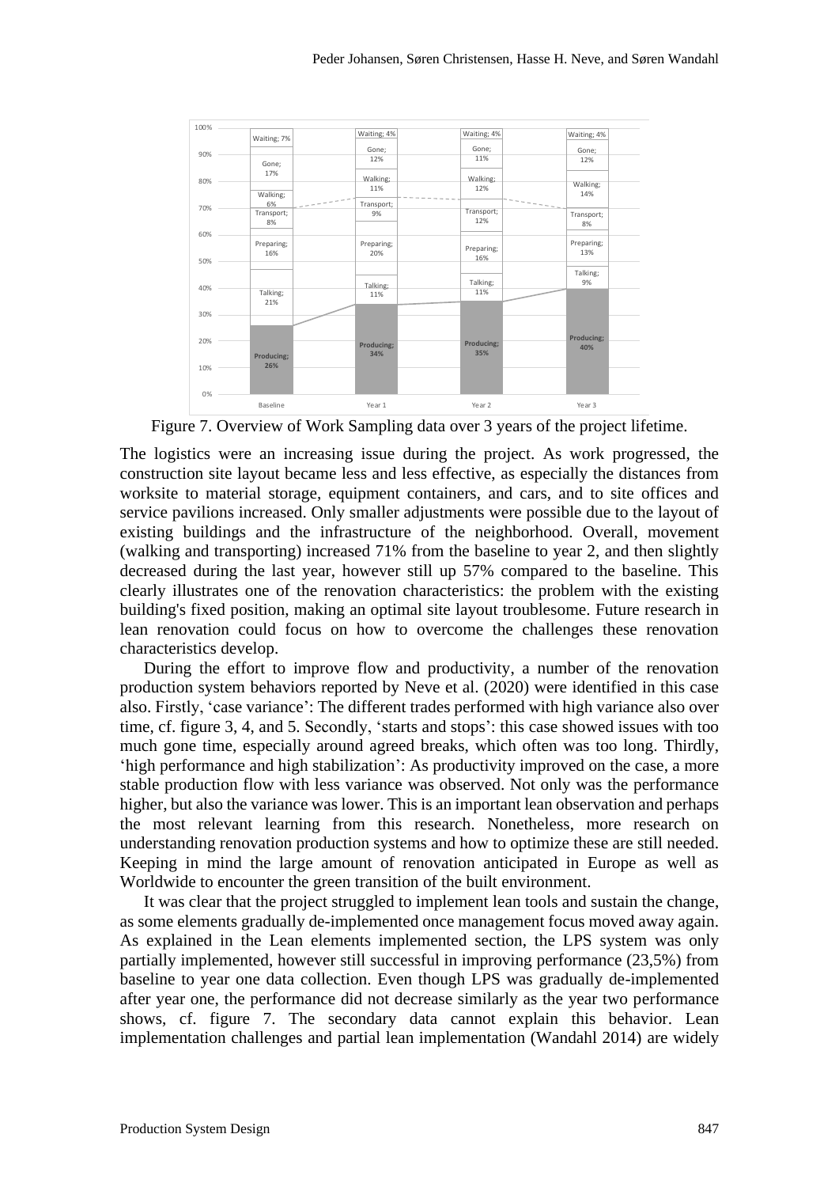Figure 7. Overview of Work Sampling data over 3 years of the project lifetime.

The logistics were an increasing issue during the project. As work progressed, the construction site layout became less and less effective, as especially the distances from worksite to material storage, equipment containers, and cars, and to site offices and service pavilions increased. Only smaller adjustments were possible due to the layout of existing buildings and the infrastructure of the neighborhood. Overall, movement (walking and transporting) increased 71% from the baseline to year 2, and then slightly decreased during the last year, however still up 57% compared to the baseline. This clearly illustrates one of the renovation characteristics: the problem with the existing building's fixed position, making an optimal site layout troublesome. Future research in lean renovation could focus on how to overcome the challenges these renovation characteristics develop.

During the effort to improve flow and productivity, a number of the renovation production system behaviors reported by Neve et al. (2020) were identified in this case also. Firstly, 'case variance': The different trades performed with high variance also over time, cf. figure 3, 4, and 5. Secondly, 'starts and stops': this case showed issues with too much gone time, especially around agreed breaks, which often was too long. Thirdly, 'high performance and high stabilization': As productivity improved on the case, a more stable production flow with less variance was observed. Not only was the performance higher, but also the variance was lower. This is an important lean observation and perhaps the most relevant learning from this research. Nonetheless, more research on understanding renovation production systems and how to optimize these are still needed. Keeping in mind the large amount of renovation anticipated in Europe as well as Worldwide to encounter the green transition of the built environment.

It was clear that the project struggled to implement lean tools and sustain the change, as some elements gradually de-implemented once management focus moved away again. As explained in the Lean elements implemented section, the LPS system was only partially implemented, however still successful in improving performance (23,5%) from baseline to year one data collection. Even though LPS was gradually de-implemented after year one, the performance did not decrease similarly as the year two performance shows, cf. figure 7. The secondary data cannot explain this behavior. Lean implementation challenges and partial lean implementation (Wandahl 2014) are widely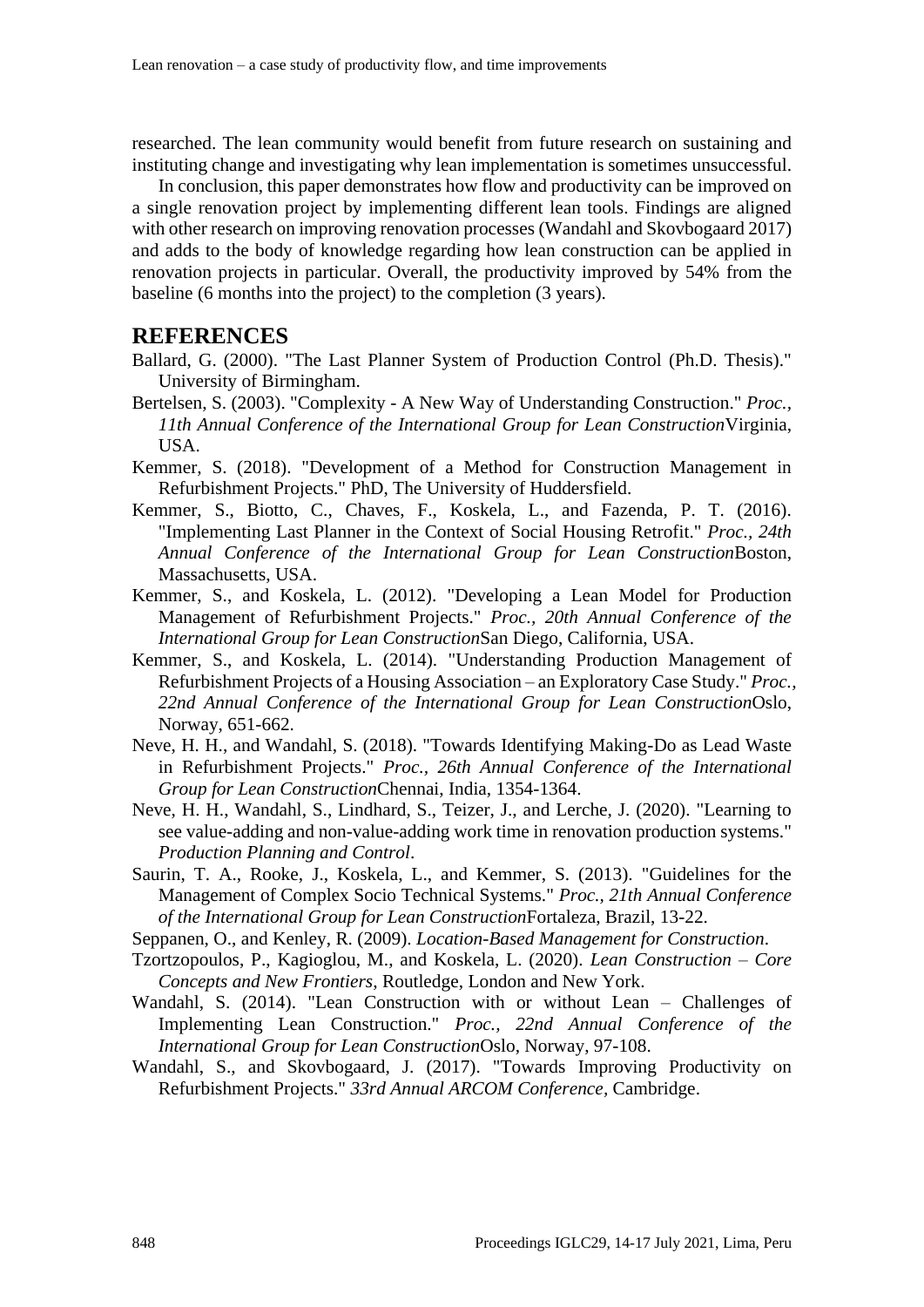researched. The lean community would benefit from future research on sustaining and instituting change and investigating why lean implementation is sometimes unsuccessful.

In conclusion, this paper demonstrates how flow and productivity can be improved on a single renovation project by implementing different lean tools. Findings are aligned with other research on improving renovation processes (Wandahl and Skovbogaard 2017) and adds to the body of knowledge regarding how lean construction can be applied in renovation projects in particular. Overall, the productivity improved by 54% from the baseline (6 months into the project) to the completion (3 years).

## REFERENCES

Ballard, G. (2000). "The Last Planner System of Production Control (Ph.D. Thesis)." University of Birmingham.

Bertelsen, S. (2003). "Complexity - A New Way of Understanding Construction." *Proc., 11th Annual Conference of the International Group for Lean Construction*Virginia, USA.

Kemmer, S. (2018). "Development of a Method for Construction Management in Refurbishment Projects." PhD, The University of Huddersfield.

Kemmer, S., Biotto, C., Chaves, F., Koskela, L., and Fazenda, P. T. (2016). "Implementing Last Planner in the Context of Social Housing Retrofit." *Proc., 24th Annual Conference of the International Group for Lean Construction*Boston, Massachusetts, USA.

Kemmer, S., and Koskela, L. (2012). "Developing a Lean Model for Production Management of Refurbishment Projects." *Proc., 20th Annual Conference of the International Group for Lean Construction*San Diego, California, USA.

Kemmer, S., and Koskela, L. (2014). "Understanding Production Management of Refurbishment Projects of a Housing Association – an Exploratory Case Study." *Proc., 22nd Annual Conference of the International Group for Lean Construction*Oslo, Norway, 651-662.

Neve, H. H., and Wandahl, S. (2018). "Towards Identifying Making-Do as Lead Waste in Refurbishment Projects." *Proc., 26th Annual Conference of the International Group for Lean Construction*Chennai, India, 1354-1364.

Neve, H. H., Wandahl, S., Lindhard, S., Teizer, J., and Lerche, J. (2020). "Learning to see value-adding and non-value-adding work time in renovation production systems." *Production Planning and Control*.

Saurin, T. A., Rooke, J., Koskela, L., and Kemmer, S. (2013). "Guidelines for the Management of Complex Socio Technical Systems." *Proc., 21th Annual Conference of the International Group for Lean Construction*Fortaleza, Brazil, 13-22.

Seppanen, O., and Kenley, R. (2009). *Location-Based Management for Construction*.

Tzortzopoulos, P., Kagioglou, M., and Koskela, L. (2020). *Lean Construction – Core Concepts and New Frontiers*, Routledge, London and New York.

Wandahl, S. (2014). "Lean Construction with or without Lean – Challenges of Implementing Lean Construction." *Proc., 22nd Annual Conference of the International Group for Lean Construction*Oslo, Norway, 97-108.

Wandahl, S., and Skovbogaard, J. (2017). "Towards Improving Productivity on Refurbishment Projects." *33rd Annual ARCOM Conference*, Cambridge.